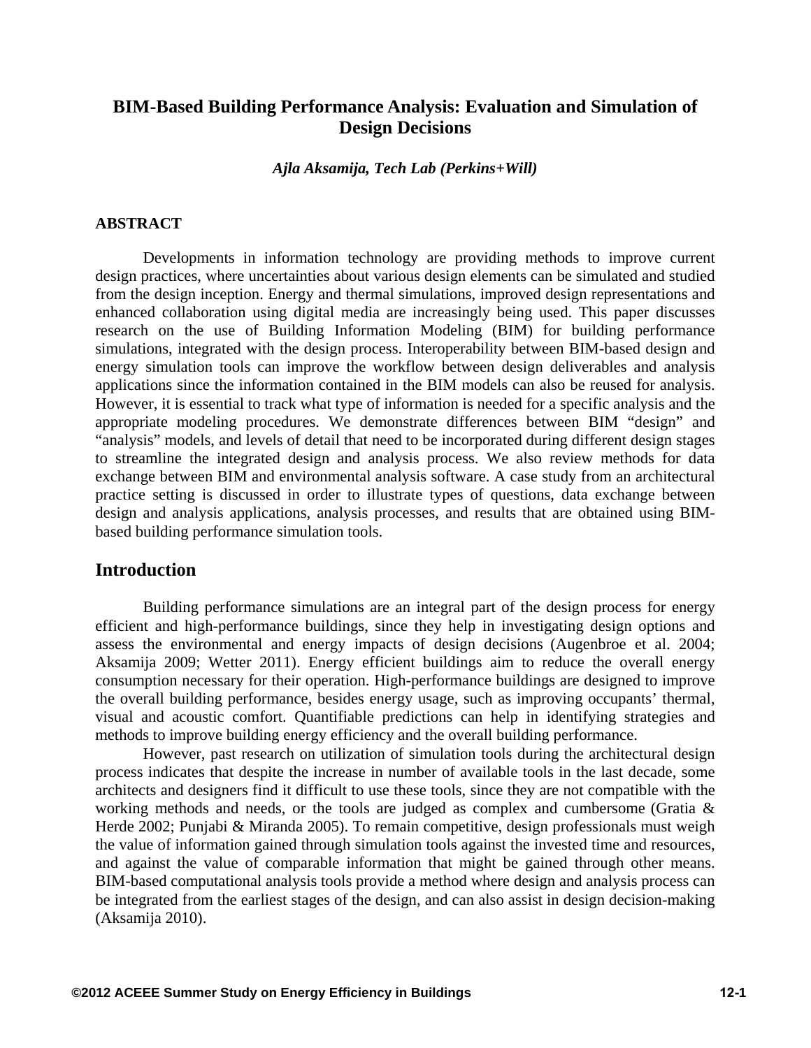# BIM-Based Building Performance Analysis: Evaluation and Simulation of Design Decisions

*Ajla Aksamija, Tech Lab (Perkins+Will)*

## ABSTRACT

Developments in information technology are providing methods to improve current design practices, where uncertainties about various design elements can be simulated and studied from the design inception. Energy and thermal simulations, improved design representations and enhanced collaboration using digital media are increasingly being used. This paper discusses research on the use of Building Information Modeling (BIM) for building performance simulations, integrated with the design process. Interoperability between BIM-based design and energy simulation tools can improve the workflow between design deliverables and analysis applications since the information contained in the BIM models can also be reused for analysis. However, it is essential to track what type of information is needed for a specific analysis and the appropriate modeling procedures. We demonstrate differences between BIM "design" and "analysis" models, and levels of detail that need to be incorporated during different design stages to streamline the integrated design and analysis process. We also review methods for data exchange between BIM and environmental analysis software. A case study from an architectural practice setting is discussed in order to illustrate types of questions, data exchange between design and analysis applications, analysis processes, and results that are obtained using BIM-based building performance simulation tools.

## Introduction

Building performance simulations are an integral part of the design process for energy efficient and high-performance buildings, since they help in investigating design options and assess the environmental and energy impacts of design decisions (Augenbroe et al. 2004; Aksamija 2009; Wetter 2011). Energy efficient buildings aim to reduce the overall energy consumption necessary for their operation. High-performance buildings are designed to improve the overall building performance, besides energy usage, such as improving occupants' thermal, visual and acoustic comfort. Quantifiable predictions can help in identifying strategies and methods to improve building energy efficiency and the overall building performance.

However, past research on utilization of simulation tools during the architectural design process indicates that despite the increase in number of available tools in the last decade, some architects and designers find it difficult to use these tools, since they are not compatible with the working methods and needs, or the tools are judged as complex and cumbersome (Gratia & Herde 2002; Punjabi & Miranda 2005). To remain competitive, design professionals must weigh the value of information gained through simulation tools against the invested time and resources, and against the value of comparable information that might be gained through other means. BIM-based computational analysis tools provide a method where design and analysis process can be integrated from the earliest stages of the design, and can also assist in design decision-making (Aksamija 2010).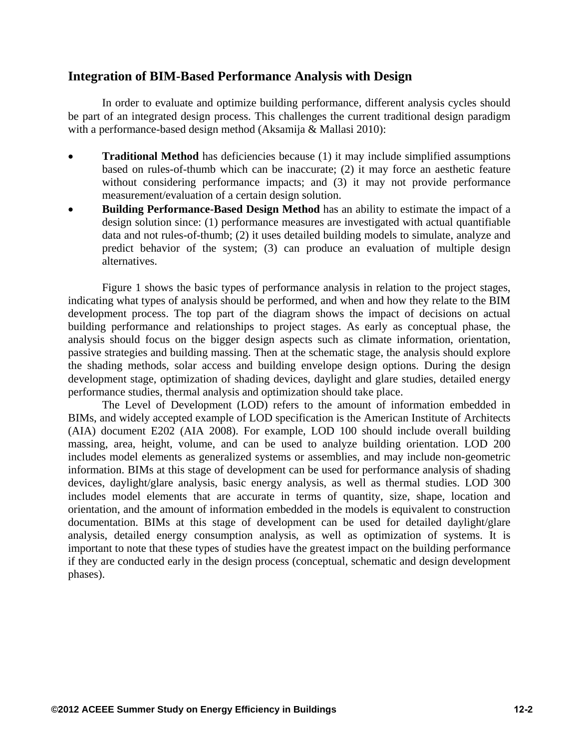## Integration of BIM-Based Performance Analysis with Design

In order to evaluate and optimize building performance, different analysis cycles should be part of an integrated design process. This challenges the current traditional design paradigm with a performance-based design method (Aksamija & Mallasi 2010):

- **Traditional Method** has deficiencies because (1) it may include simplified assumptions based on rules-of-thumb which can be inaccurate; (2) it may force an aesthetic feature without considering performance impacts; and (3) it may not provide performance measurement/evaluation of a certain design solution.
- **Building Performance-Based Design Method** has an ability to estimate the impact of a design solution since: (1) performance measures are investigated with actual quantifiable data and not rules-of-thumb; (2) it uses detailed building models to simulate, analyze and predict behavior of the system; (3) can produce an evaluation of multiple design alternatives.

Figure 1 shows the basic types of performance analysis in relation to the project stages, indicating what types of analysis should be performed, and when and how they relate to the BIM development process. The top part of the diagram shows the impact of decisions on actual building performance and relationships to project stages. As early as conceptual phase, the analysis should focus on the bigger design aspects such as climate information, orientation, passive strategies and building massing. Then at the schematic stage, the analysis should explore the shading methods, solar access and building envelope design options. During the design development stage, optimization of shading devices, daylight and glare studies, detailed energy performance studies, thermal analysis and optimization should take place.

The Level of Development (LOD) refers to the amount of information embedded in BIMs, and widely accepted example of LOD specification is the American Institute of Architects (AIA) document E202 (AIA 2008). For example, LOD 100 should include overall building massing, area, height, volume, and can be used to analyze building orientation. LOD 200 includes model elements as generalized systems or assemblies, and may include non-geometric information. BIMs at this stage of development can be used for performance analysis of shading devices, daylight/glare analysis, basic energy analysis, as well as thermal studies. LOD 300 includes model elements that are accurate in terms of quantity, size, shape, location and orientation, and the amount of information embedded in the models is equivalent to construction documentation. BIMs at this stage of development can be used for detailed daylight/glare analysis, detailed energy consumption analysis, as well as optimization of systems. It is important to note that these types of studies have the greatest impact on the building performance if they are conducted early in the design process (conceptual, schematic and design development phases).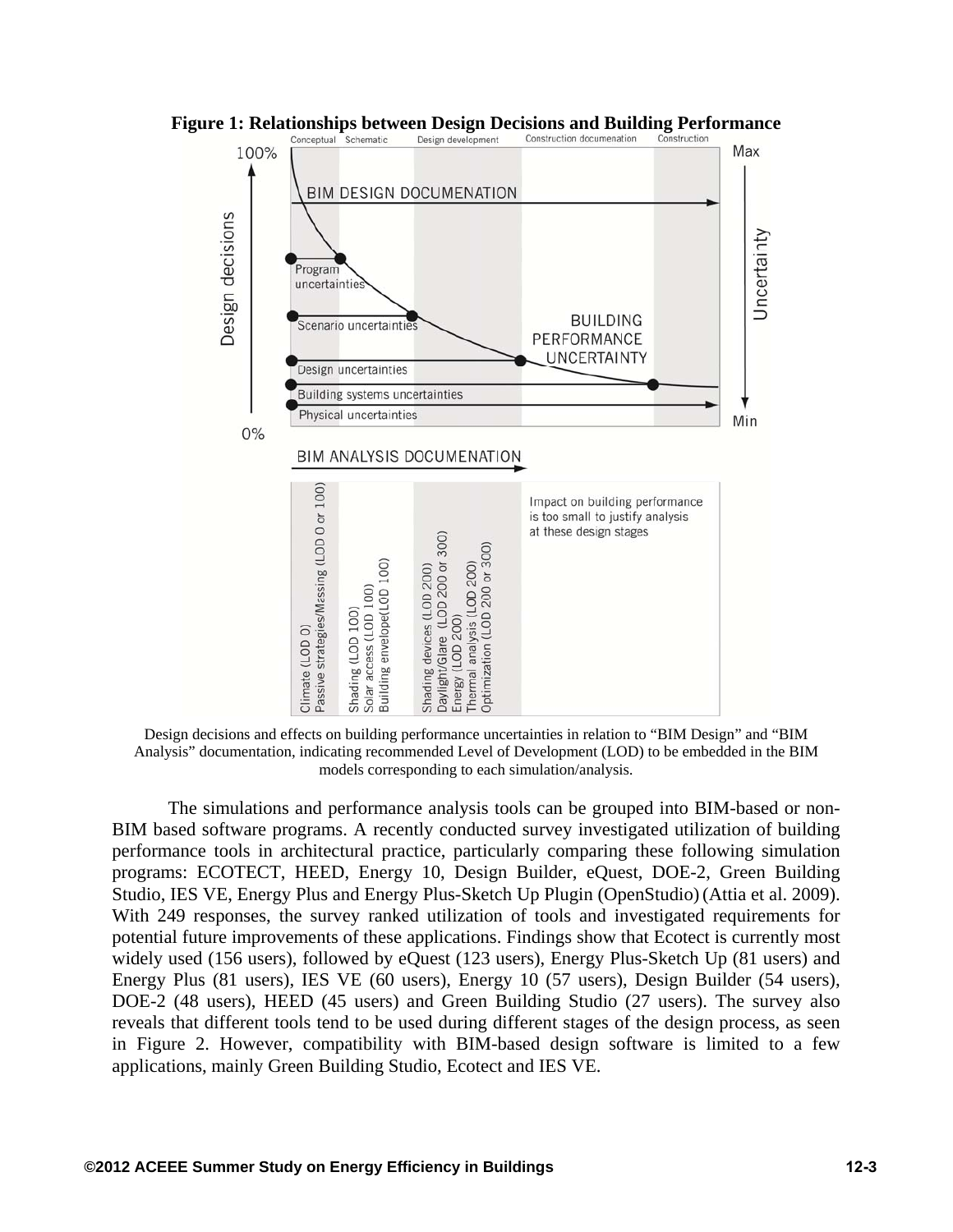**Figure 1: Relationships between Design Decisions and Building Performance**

Design decisions and effects on building performance uncertainties in relation to "BIM Design" and "BIM Analysis" documentation, indicating recommended Level of Development (LOD) to be embedded in the BIM models corresponding to each simulation/analysis.

The simulations and performance analysis tools can be grouped into BIM-based or non-BIM based software programs. A recently conducted survey investigated utilization of building performance tools in architectural practice, particularly comparing these following simulation programs: ECOTECT, HEED, Energy 10, Design Builder, eQuest, DOE-2, Green Building Studio, IES VE, Energy Plus and Energy Plus-Sketch Up Plugin (OpenStudio) (Attia et al. 2009). With 249 responses, the survey ranked utilization of tools and investigated requirements for potential future improvements of these applications. Findings show that Ecotect is currently most widely used (156 users), followed by eQuest (123 users), Energy Plus-Sketch Up (81 users) and Energy Plus (81 users), IES VE (60 users), Energy 10 (57 users), Design Builder (54 users), DOE-2 (48 users), HEED (45 users) and Green Building Studio (27 users). The survey also reveals that different tools tend to be used during different stages of the design process, as seen in Figure 2. However, compatibility with BIM-based design software is limited to a few applications, mainly Green Building Studio, Ecotect and IES VE.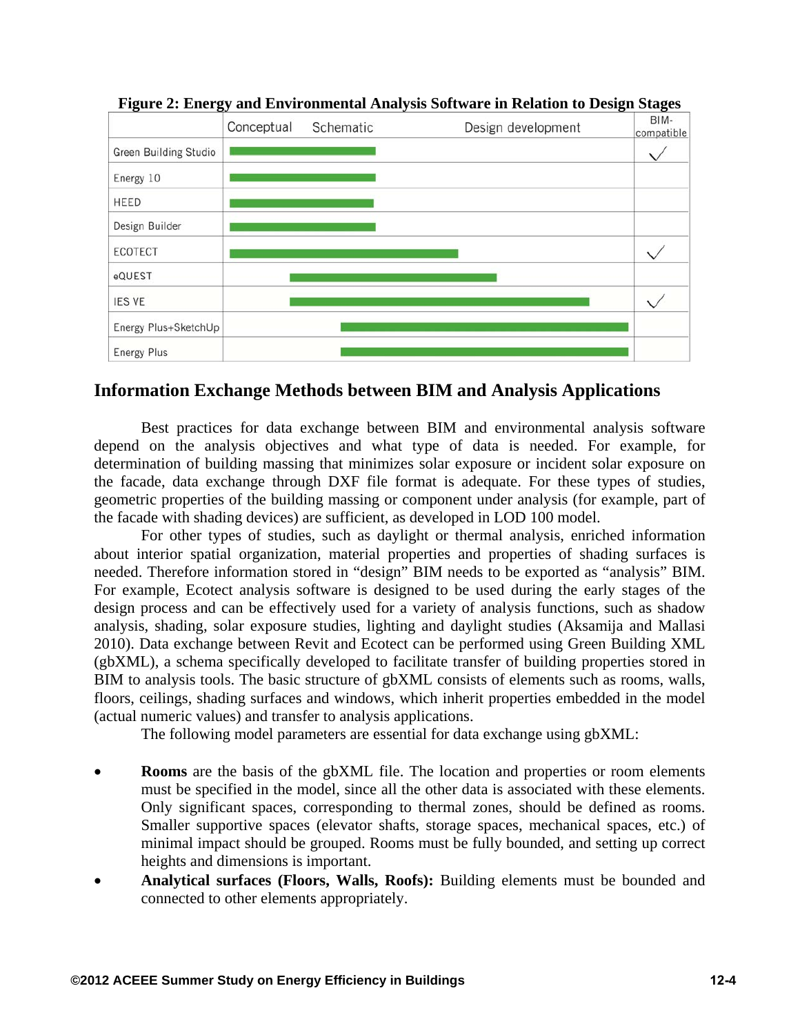**Figure 2: Energy and Environmental Analysis Software in Relation to Design Stages**

| | Conceptual | Schematic | Design development | BIM-compatible |
|---|---|---|---|---|
| Green Building Studio | ■ | ■ | | ✓ |
| Energy 10 | ■ | ■ | | |
| HEED | ■ | ■ | | |
| Design Builder | ■ | ■ | | |
| ECOTECT | ■ | ■ | ■ | ✓ |
| eQUEST | | ■ | ■ | |
| IES VE | | ■ | ■ | ✓ |
| Energy Plus+SketchUp | | ■ | ■ | |
| Energy Plus | | ■ | ■ | |

## Information Exchange Methods between BIM and Analysis Applications

Best practices for data exchange between BIM and environmental analysis software depend on the analysis objectives and what type of data is needed. For example, for determination of building massing that minimizes solar exposure or incident solar exposure on the facade, data exchange through DXF file format is adequate. For these types of studies, geometric properties of the building massing or component under analysis (for example, part of the facade with shading devices) are sufficient, as developed in LOD 100 model.

For other types of studies, such as daylight or thermal analysis, enriched information about interior spatial organization, material properties and properties of shading surfaces is needed. Therefore information stored in "design" BIM needs to be exported as "analysis" BIM. For example, Ecotect analysis software is designed to be used during the early stages of the design process and can be effectively used for a variety of analysis functions, such as shadow analysis, shading, solar exposure studies, lighting and daylight studies (Aksamija and Mallasi 2010). Data exchange between Revit and Ecotect can be performed using Green Building XML (gbXML), a schema specifically developed to facilitate transfer of building properties stored in BIM to analysis tools. The basic structure of gbXML consists of elements such as rooms, walls, floors, ceilings, shading surfaces and windows, which inherit properties embedded in the model (actual numeric values) and transfer to analysis applications.

The following model parameters are essential for data exchange using gbXML:

- **Rooms** are the basis of the gbXML file. The location and properties or room elements must be specified in the model, since all the other data is associated with these elements. Only significant spaces, corresponding to thermal zones, should be defined as rooms. Smaller supportive spaces (elevator shafts, storage spaces, mechanical spaces, etc.) of minimal impact should be grouped. Rooms must be fully bounded, and setting up correct heights and dimensions is important.
- **Analytical surfaces (Floors, Walls, Roofs):** Building elements must be bounded and connected to other elements appropriately.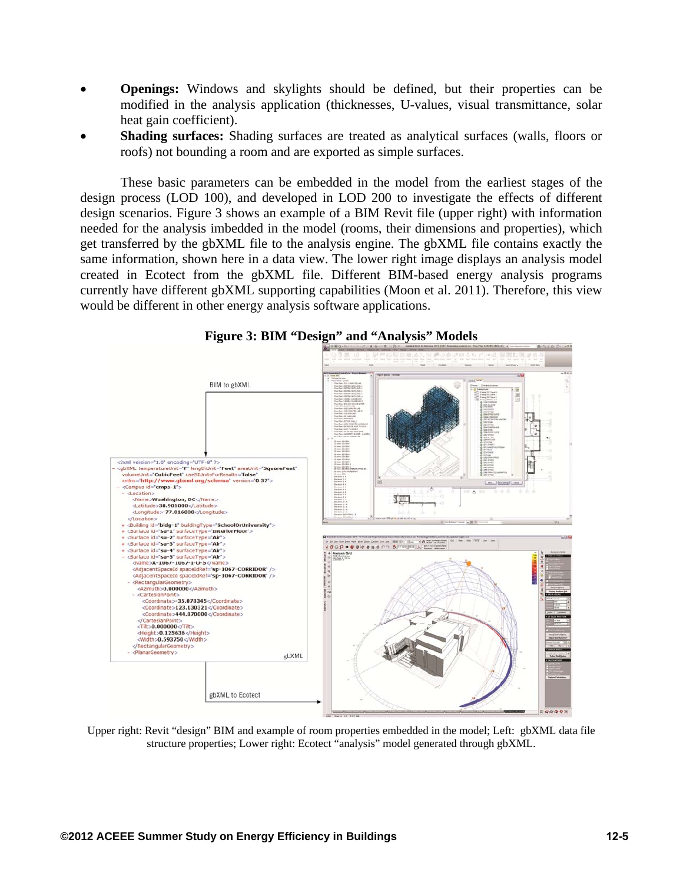- **Openings:** Windows and skylights should be defined, but their properties can be modified in the analysis application (thicknesses, U-values, visual transmittance, solar heat gain coefficient).
- **Shading surfaces:** Shading surfaces are treated as analytical surfaces (walls, floors or roofs) not bounding a room and are exported as simple surfaces.

These basic parameters can be embedded in the model from the earliest stages of the design process (LOD 100), and developed in LOD 200 to investigate the effects of different design scenarios. Figure 3 shows an example of a BIM Revit file (upper right) with information needed for the analysis imbedded in the model (rooms, their dimensions and properties), which get transferred by the gbXML file to the analysis engine. The gbXML file contains exactly the same information, shown here in a data view. The lower right image displays an analysis model created in Ecotect from the gbXML file. Different BIM-based energy analysis programs currently have different gbXML supporting capabilities (Moon et al. 2011). Therefore, this view would be different in other energy analysis software applications.

**Figure 3: BIM "Design" and "Analysis" Models**

Upper right: Revit "design" BIM and example of room properties embedded in the model; Left: gbXML data file structure properties; Lower right: Ecotect "analysis" model generated through gbXML.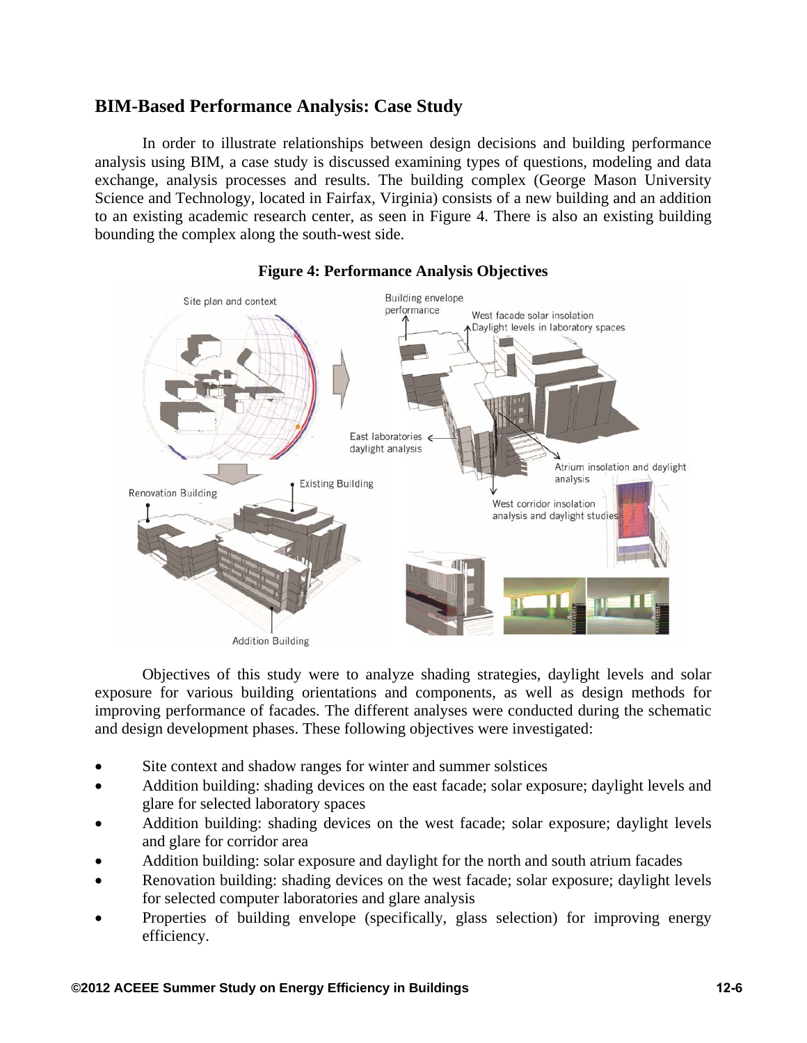## BIM-Based Performance Analysis: Case Study

In order to illustrate relationships between design decisions and building performance analysis using BIM, a case study is discussed examining types of questions, modeling and data exchange, analysis processes and results. The building complex (George Mason University Science and Technology, located in Fairfax, Virginia) consists of a new building and an addition to an existing academic research center, as seen in Figure 4. There is also an existing building bounding the complex along the south-west side.

**Figure 4: Performance Analysis Objectives**

Objectives of this study were to analyze shading strategies, daylight levels and solar exposure for various building orientations and components, as well as design methods for improving performance of facades. The different analyses were conducted during the schematic and design development phases. These following objectives were investigated:

- Site context and shadow ranges for winter and summer solstices
- Addition building: shading devices on the east facade; solar exposure; daylight levels and glare for selected laboratory spaces
- Addition building: shading devices on the west facade; solar exposure; daylight levels and glare for corridor area
- Addition building: solar exposure and daylight for the north and south atrium facades
- Renovation building: shading devices on the west facade; solar exposure; daylight levels for selected computer laboratories and glare analysis
- Properties of building envelope (specifically, glass selection) for improving energy efficiency.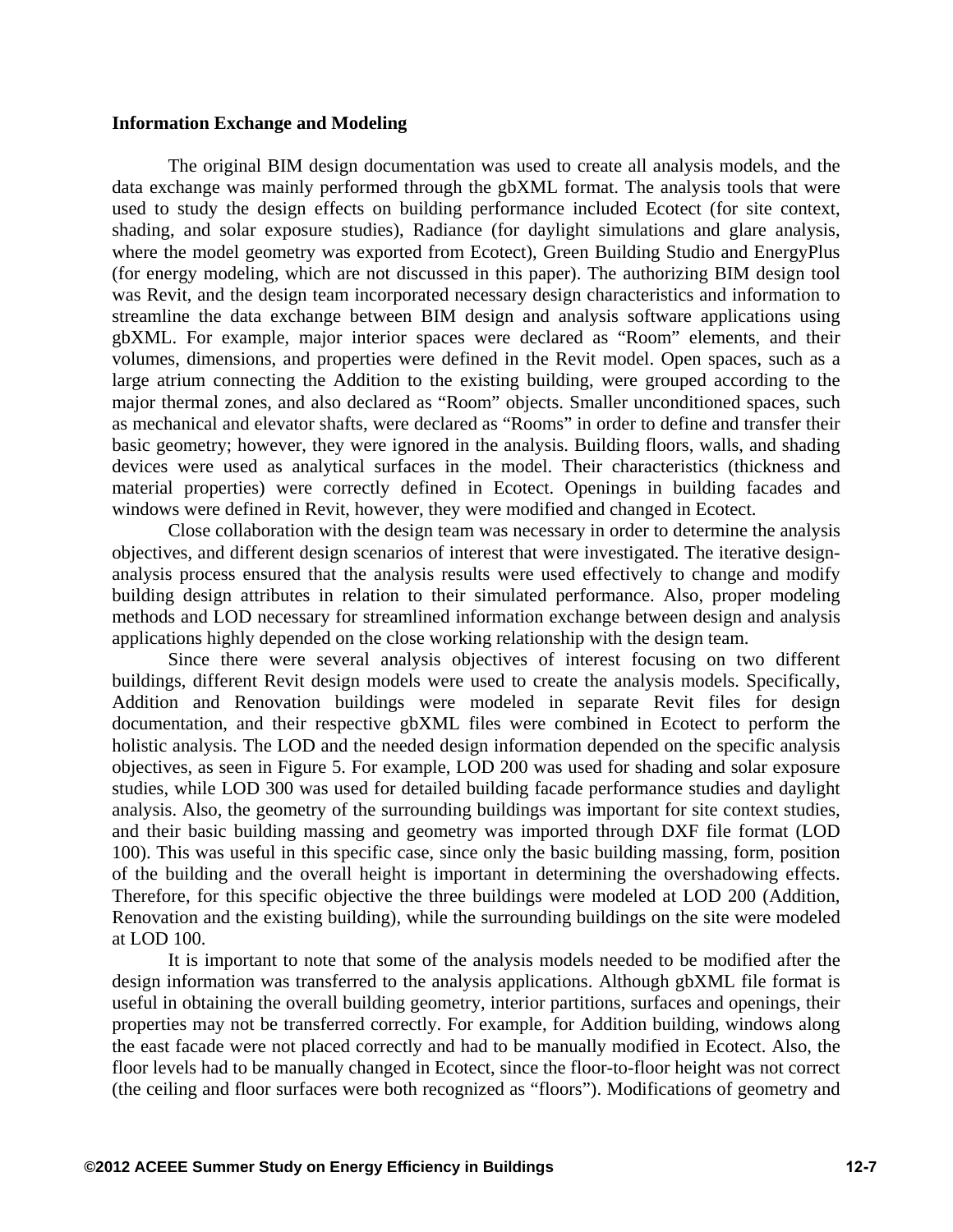**Information Exchange and Modeling**

The original BIM design documentation was used to create all analysis models, and the data exchange was mainly performed through the gbXML format. The analysis tools that were used to study the design effects on building performance included Ecotect (for site context, shading, and solar exposure studies), Radiance (for daylight simulations and glare analysis, where the model geometry was exported from Ecotect), Green Building Studio and EnergyPlus (for energy modeling, which are not discussed in this paper). The authorizing BIM design tool was Revit, and the design team incorporated necessary design characteristics and information to streamline the data exchange between BIM design and analysis software applications using gbXML. For example, major interior spaces were declared as "Room" elements, and their volumes, dimensions, and properties were defined in the Revit model. Open spaces, such as a large atrium connecting the Addition to the existing building, were grouped according to the major thermal zones, and also declared as "Room" objects. Smaller unconditioned spaces, such as mechanical and elevator shafts, were declared as "Rooms" in order to define and transfer their basic geometry; however, they were ignored in the analysis. Building floors, walls, and shading devices were used as analytical surfaces in the model. Their characteristics (thickness and material properties) were correctly defined in Ecotect. Openings in building facades and windows were defined in Revit, however, they were modified and changed in Ecotect.

Close collaboration with the design team was necessary in order to determine the analysis objectives, and different design scenarios of interest that were investigated. The iterative design-analysis process ensured that the analysis results were used effectively to change and modify building design attributes in relation to their simulated performance. Also, proper modeling methods and LOD necessary for streamlined information exchange between design and analysis applications highly depended on the close working relationship with the design team.

Since there were several analysis objectives of interest focusing on two different buildings, different Revit design models were used to create the analysis models. Specifically, Addition and Renovation buildings were modeled in separate Revit files for design documentation, and their respective gbXML files were combined in Ecotect to perform the holistic analysis. The LOD and the needed design information depended on the specific analysis objectives, as seen in Figure 5. For example, LOD 200 was used for shading and solar exposure studies, while LOD 300 was used for detailed building facade performance studies and daylight analysis. Also, the geometry of the surrounding buildings was important for site context studies, and their basic building massing and geometry was imported through DXF file format (LOD 100). This was useful in this specific case, since only the basic building massing, form, position of the building and the overall height is important in determining the overshadowing effects. Therefore, for this specific objective the three buildings were modeled at LOD 200 (Addition, Renovation and the existing building), while the surrounding buildings on the site were modeled at LOD 100.

It is important to note that some of the analysis models needed to be modified after the design information was transferred to the analysis applications. Although gbXML file format is useful in obtaining the overall building geometry, interior partitions, surfaces and openings, their properties may not be transferred correctly. For example, for Addition building, windows along the east facade were not placed correctly and had to be manually modified in Ecotect. Also, the floor levels had to be manually changed in Ecotect, since the floor-to-floor height was not correct (the ceiling and floor surfaces were both recognized as "floors"). Modifications of geometry and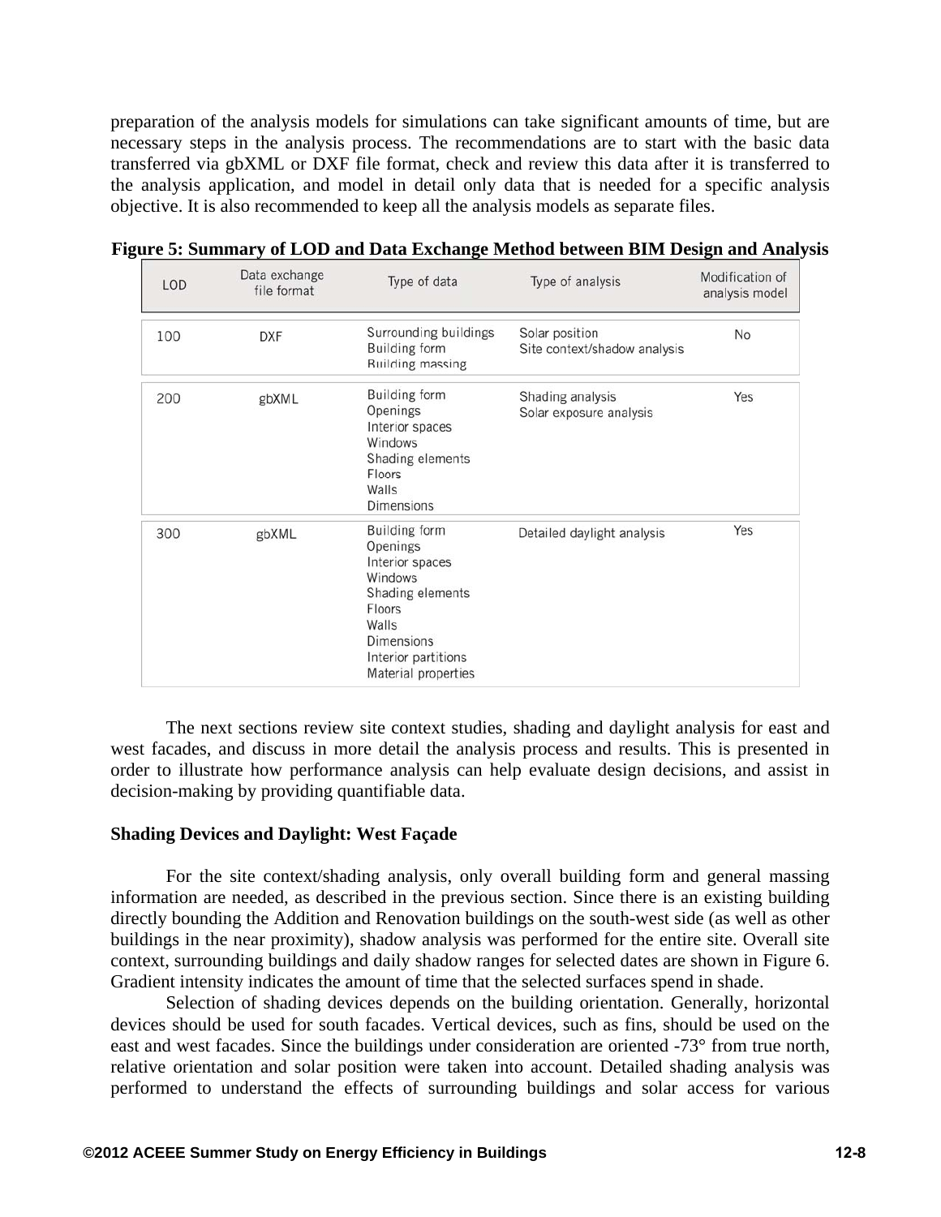preparation of the analysis models for simulations can take significant amounts of time, but are necessary steps in the analysis process. The recommendations are to start with the basic data transferred via gbXML or DXF file format, check and review this data after it is transferred to the analysis application, and model in detail only data that is needed for a specific analysis objective. It is also recommended to keep all the analysis models as separate files.

**Figure 5: Summary of LOD and Data Exchange Method between BIM Design and Analysis**

| LOD | Data exchange file format | Type of data | Type of analysis | Modification of analysis model |
|---|---|---|---|---|
| 100 | DXF | Surrounding buildings<br>Building form<br>Building massing | Solar position<br>Site context/shadow analysis | No |
| 200 | gbXML | Building form<br>Openings<br>Interior spaces<br>Windows<br>Shading elements<br>Floors<br>Walls<br>Dimensions | Shading analysis<br>Solar exposure analysis | Yes |
| 300 | gbXML | Building form<br>Openings<br>Interior spaces<br>Windows<br>Shading elements<br>Floors<br>Walls<br>Dimensions<br>Interior partitions<br>Material properties | Detailed daylight analysis | Yes |

The next sections review site context studies, shading and daylight analysis for east and west facades, and discuss in more detail the analysis process and results. This is presented in order to illustrate how performance analysis can help evaluate design decisions, and assist in decision-making by providing quantifiable data.

**Shading Devices and Daylight: West Façade**

For the site context/shading analysis, only overall building form and general massing information are needed, as described in the previous section. Since there is an existing building directly bounding the Addition and Renovation buildings on the south-west side (as well as other buildings in the near proximity), shadow analysis was performed for the entire site. Overall site context, surrounding buildings and daily shadow ranges for selected dates are shown in Figure 6. Gradient intensity indicates the amount of time that the selected surfaces spend in shade.

Selection of shading devices depends on the building orientation. Generally, horizontal devices should be used for south facades. Vertical devices, such as fins, should be used on the east and west facades. Since the buildings under consideration are oriented -73° from true north, relative orientation and solar position were taken into account. Detailed shading analysis was performed to understand the effects of surrounding buildings and solar access for various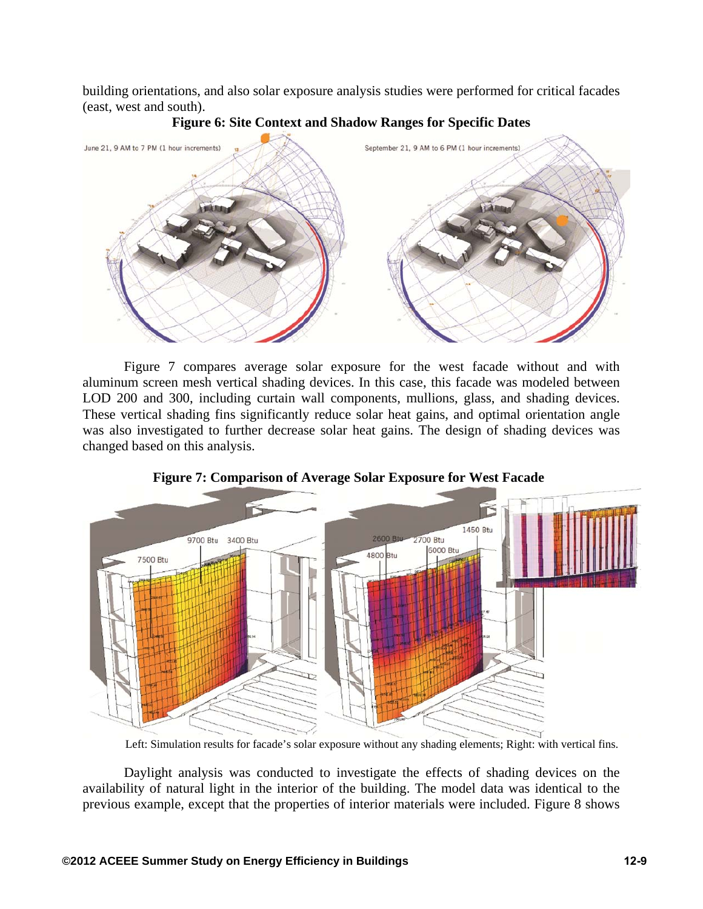building orientations, and also solar exposure analysis studies were performed for critical facades (east, west and south).

**Figure 6: Site Context and Shadow Ranges for Specific Dates**

Figure 7 compares average solar exposure for the west facade without and with aluminum screen mesh vertical shading devices. In this case, this facade was modeled between LOD 200 and 300, including curtain wall components, mullions, glass, and shading devices. These vertical shading fins significantly reduce solar heat gains, and optimal orientation angle was also investigated to further decrease solar heat gains. The design of shading devices was changed based on this analysis.

**Figure 7: Comparison of Average Solar Exposure for West Facade**

Left: Simulation results for facade's solar exposure without any shading elements; Right: with vertical fins.

Daylight analysis was conducted to investigate the effects of shading devices on the availability of natural light in the interior of the building. The model data was identical to the previous example, except that the properties of interior materials were included. Figure 8 shows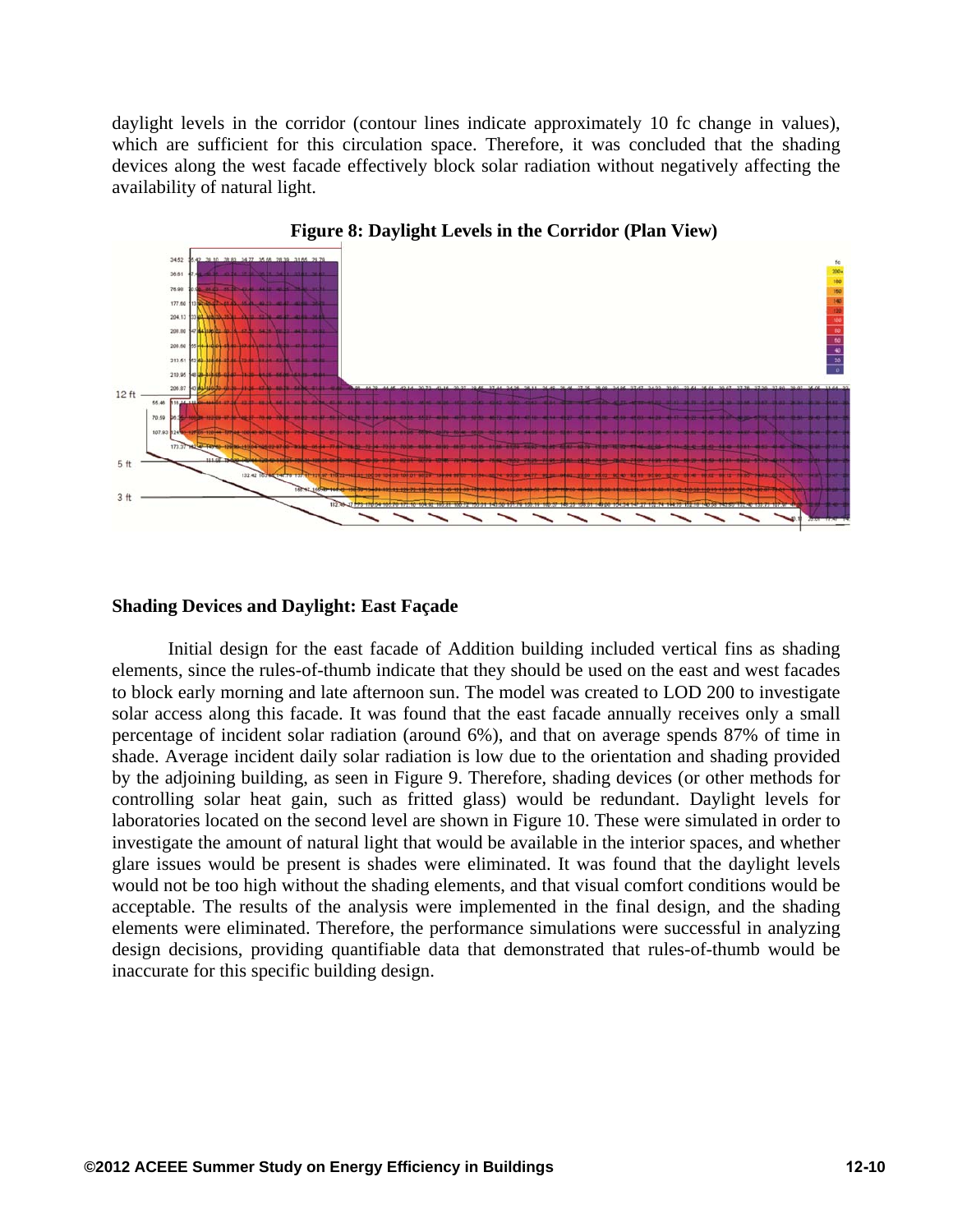daylight levels in the corridor (contour lines indicate approximately 10 fc change in values), which are sufficient for this circulation space. Therefore, it was concluded that the shading devices along the west facade effectively block solar radiation without negatively affecting the availability of natural light.

**Figure 8: Daylight Levels in the Corridor (Plan View)**

### Shading Devices and Daylight: East Façade

Initial design for the east facade of Addition building included vertical fins as shading elements, since the rules-of-thumb indicate that they should be used on the east and west facades to block early morning and late afternoon sun. The model was created to LOD 200 to investigate solar access along this facade. It was found that the east facade annually receives only a small percentage of incident solar radiation (around 6%), and that on average spends 87% of time in shade. Average incident daily solar radiation is low due to the orientation and shading provided by the adjoining building, as seen in Figure 9. Therefore, shading devices (or other methods for controlling solar heat gain, such as fritted glass) would be redundant. Daylight levels for laboratories located on the second level are shown in Figure 10. These were simulated in order to investigate the amount of natural light that would be available in the interior spaces, and whether glare issues would be present is shades were eliminated. It was found that the daylight levels would not be too high without the shading elements, and that visual comfort conditions would be acceptable. The results of the analysis were implemented in the final design, and the shading elements were eliminated. Therefore, the performance simulations were successful in analyzing design decisions, providing quantifiable data that demonstrated that rules-of-thumb would be inaccurate for this specific building design.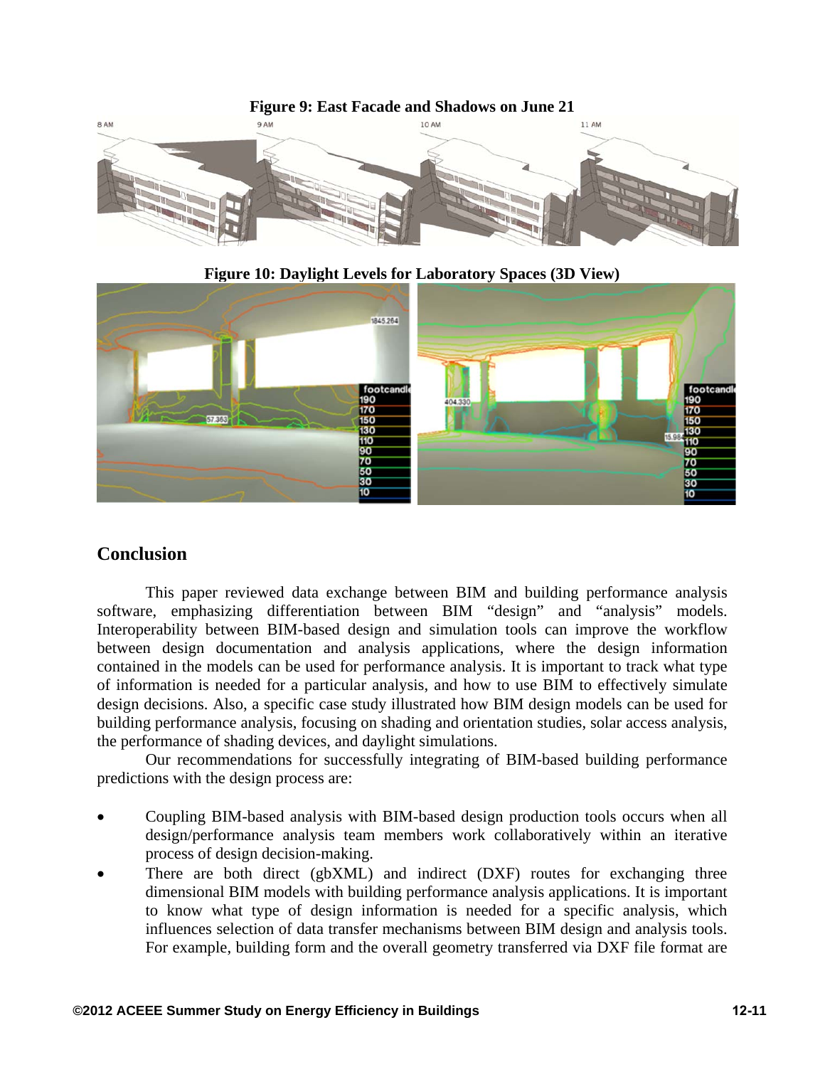**Figure 9: East Facade and Shadows on June 21**

**Figure 10: Daylight Levels for Laboratory Spaces (3D View)**

## Conclusion

This paper reviewed data exchange between BIM and building performance analysis software, emphasizing differentiation between BIM "design" and "analysis" models. Interoperability between BIM-based design and simulation tools can improve the workflow between design documentation and analysis applications, where the design information contained in the models can be used for performance analysis. It is important to track what type of information is needed for a particular analysis, and how to use BIM to effectively simulate design decisions. Also, a specific case study illustrated how BIM design models can be used for building performance analysis, focusing on shading and orientation studies, solar access analysis, the performance of shading devices, and daylight simulations.

Our recommendations for successfully integrating of BIM-based building performance predictions with the design process are:

- Coupling BIM-based analysis with BIM-based design production tools occurs when all design/performance analysis team members work collaboratively within an iterative process of design decision-making.
- There are both direct (gbXML) and indirect (DXF) routes for exchanging three dimensional BIM models with building performance analysis applications. It is important to know what type of design information is needed for a specific analysis, which influences selection of data transfer mechanisms between BIM design and analysis tools. For example, building form and the overall geometry transferred via DXF file format are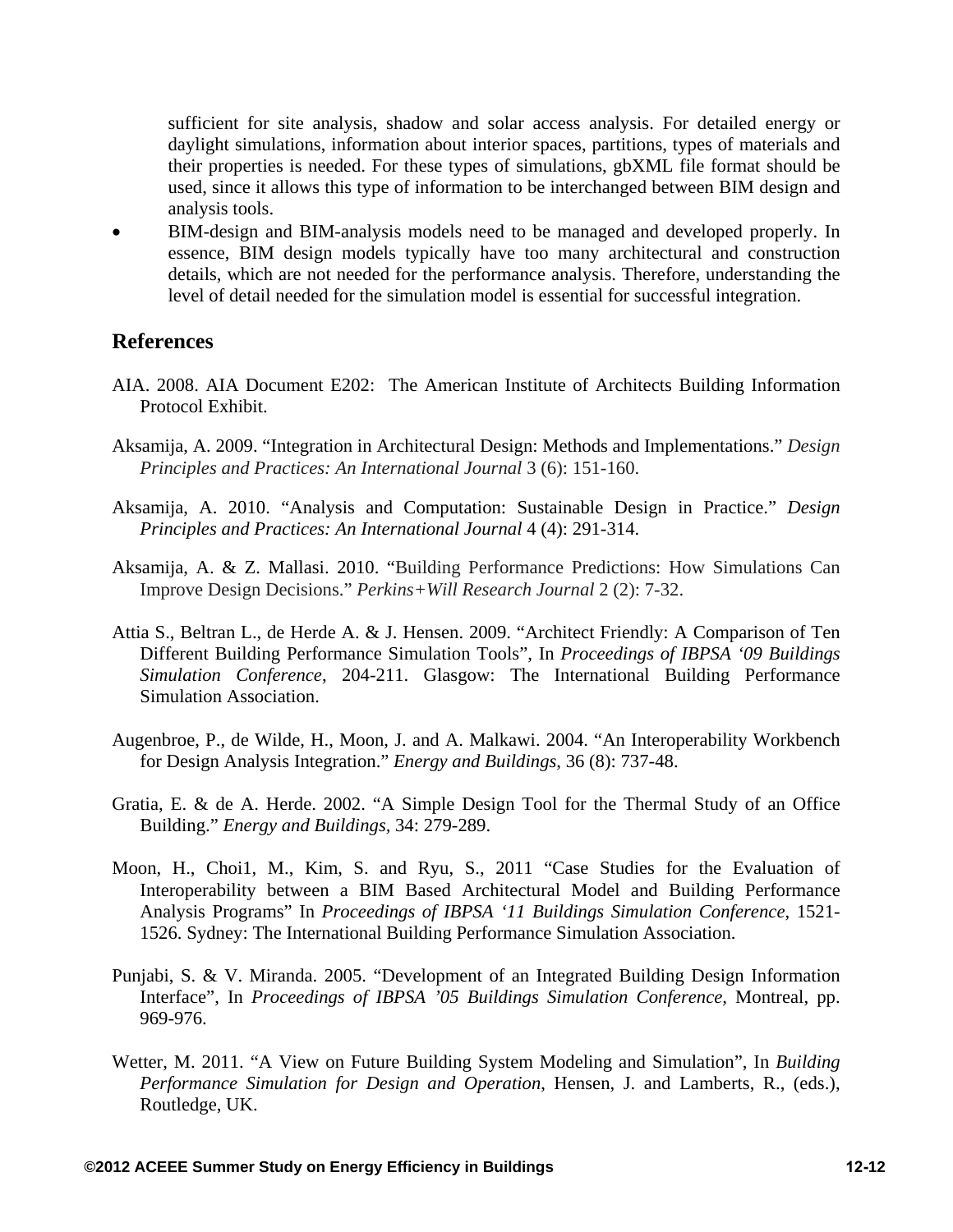sufficient for site analysis, shadow and solar access analysis. For detailed energy or daylight simulations, information about interior spaces, partitions, types of materials and their properties is needed. For these types of simulations, gbXML file format should be used, since it allows this type of information to be interchanged between BIM design and analysis tools.

- BIM-design and BIM-analysis models need to be managed and developed properly. In essence, BIM design models typically have too many architectural and construction details, which are not needed for the performance analysis. Therefore, understanding the level of detail needed for the simulation model is essential for successful integration.

## References

AIA. 2008. AIA Document E202: The American Institute of Architects Building Information Protocol Exhibit.

Aksamija, A. 2009. "Integration in Architectural Design: Methods and Implementations." *Design Principles and Practices: An International Journal* 3 (6): 151-160.

Aksamija, A. 2010. "Analysis and Computation: Sustainable Design in Practice." *Design Principles and Practices: An International Journal* 4 (4): 291-314.

Aksamija, A. & Z. Mallasi. 2010. "Building Performance Predictions: How Simulations Can Improve Design Decisions." *Perkins+Will Research Journal* 2 (2): 7-32.

Attia S., Beltran L., de Herde A. & J. Hensen. 2009. "Architect Friendly: A Comparison of Ten Different Building Performance Simulation Tools", In *Proceedings of IBPSA '09 Buildings Simulation Conference*, 204-211. Glasgow: The International Building Performance Simulation Association.

Augenbroe, P., de Wilde, H., Moon, J. and A. Malkawi. 2004. "An Interoperability Workbench for Design Analysis Integration." *Energy and Buildings*, 36 (8): 737-48.

Gratia, E. & de A. Herde. 2002. "A Simple Design Tool for the Thermal Study of an Office Building." *Energy and Buildings*, 34: 279-289.

Moon, H., Choi1, M., Kim, S. and Ryu, S., 2011 "Case Studies for the Evaluation of Interoperability between a BIM Based Architectural Model and Building Performance Analysis Programs" In *Proceedings of IBPSA '11 Buildings Simulation Conference*, 1521-1526. Sydney: The International Building Performance Simulation Association.

Punjabi, S. & V. Miranda. 2005. "Development of an Integrated Building Design Information Interface", In *Proceedings of IBPSA '05 Buildings Simulation Conference,* Montreal, pp. 969-976.

Wetter, M. 2011. "A View on Future Building System Modeling and Simulation", In *Building Performance Simulation for Design and Operation*, Hensen, J. and Lamberts, R., (eds.), Routledge, UK.